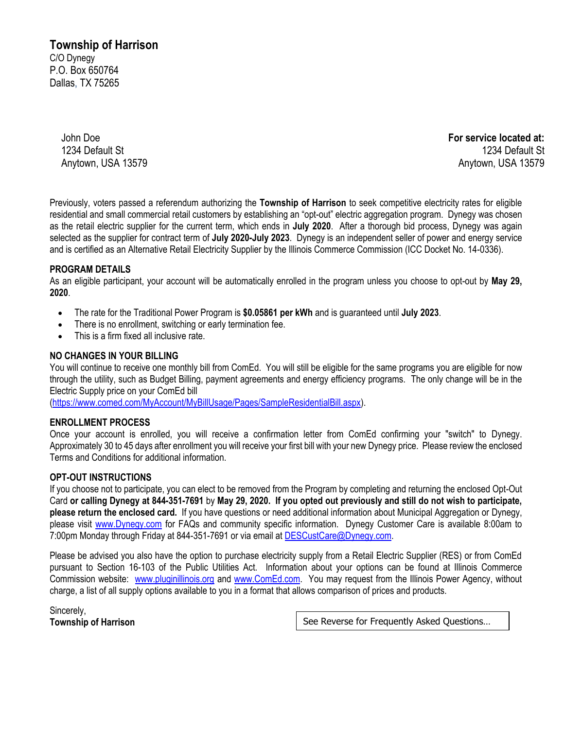**Township of Harrison**
C/O Dynegy
P.O. Box 650764
Dallas, TX 75265

John Doe
1234 Default St
Anytown, USA 13579

**For service located at:**
1234 Default St
Anytown, USA 13579

Previously, voters passed a referendum authorizing the **Township of Harrison** to seek competitive electricity rates for eligible residential and small commercial retail customers by establishing an "opt-out" electric aggregation program. Dynegy was chosen as the retail electric supplier for the current term, which ends in **July 2020**. After a thorough bid process, Dynegy was again selected as the supplier for contract term of **July 2020-July 2023**. Dynegy is an independent seller of power and energy service and is certified as an Alternative Retail Electricity Supplier by the Illinois Commerce Commission (ICC Docket No. 14-0336).

## PROGRAM DETAILS

As an eligible participant, your account will be automatically enrolled in the program unless you choose to opt-out by **May 29, 2020**.

- The rate for the Traditional Power Program is **$0.05861 per kWh** and is guaranteed until **July 2023**.
- There is no enrollment, switching or early termination fee.
- This is a firm fixed all inclusive rate.

## NO CHANGES IN YOUR BILLING

You will continue to receive one monthly bill from ComEd. You will still be eligible for the same programs you are eligible for now through the utility, such as Budget Billing, payment agreements and energy efficiency programs. The only change will be in the Electric Supply price on your ComEd bill (https://www.comed.com/MyAccount/MyBillUsage/Pages/SampleResidentialBill.aspx).

## ENROLLMENT PROCESS

Once your account is enrolled, you will receive a confirmation letter from ComEd confirming your "switch" to Dynegy. Approximately 30 to 45 days after enrollment you will receive your first bill with your new Dynegy price. Please review the enclosed Terms and Conditions for additional information.

## OPT-OUT INSTRUCTIONS

If you choose not to participate, you can elect to be removed from the Program by completing and returning the enclosed Opt-Out Card **or calling Dynegy at 844-351-7691** by **May 29, 2020. If you opted out previously and still do not wish to participate, please return the enclosed card.** If you have questions or need additional information about Municipal Aggregation or Dynegy, please visit www.Dynegy.com for FAQs and community specific information. Dynegy Customer Care is available 8:00am to 7:00pm Monday through Friday at 844-351-7691 or via email at DESCustCare@Dynegy.com.

Please be advised you also have the option to purchase electricity supply from a Retail Electric Supplier (RES) or from ComEd pursuant to Section 16-103 of the Public Utilities Act. Information about your options can be found at Illinois Commerce Commission website: www.pluginillinois.org and www.ComEd.com. You may request from the Illinois Power Agency, without charge, a list of all supply options available to you in a format that allows comparison of prices and products.

Sincerely,
**Township of Harrison**

See Reverse for Frequently Asked Questions…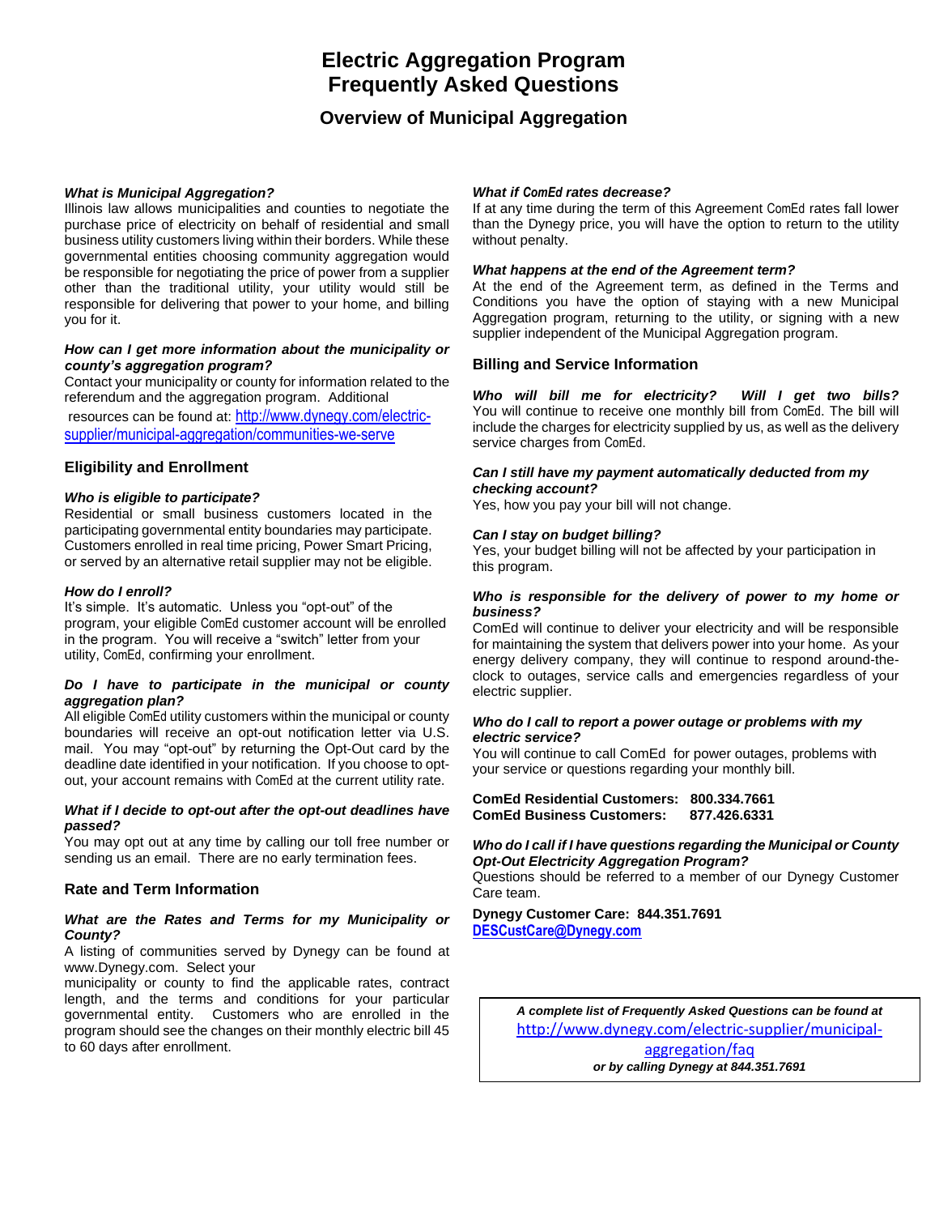# Electric Aggregation Program Frequently Asked Questions

## Overview of Municipal Aggregation

***What is Municipal Aggregation?***

Illinois law allows municipalities and counties to negotiate the purchase price of electricity on behalf of residential and small business utility customers living within their borders. While these governmental entities choosing community aggregation would be responsible for negotiating the price of power from a supplier other than the traditional utility, your utility would still be responsible for delivering that power to your home, and billing you for it.

***How can I get more information about the municipality or county's aggregation program?***

Contact your municipality or county for information related to the referendum and the aggregation program. Additional resources can be found at: http://www.dynegy.com/electric-supplier/municipal-aggregation/communities-we-serve

### Eligibility and Enrollment

***Who is eligible to participate?***

Residential or small business customers located in the participating governmental entity boundaries may participate. Customers enrolled in real time pricing, Power Smart Pricing, or served by an alternative retail supplier may not be eligible.

***How do I enroll?***

It's simple. It's automatic. Unless you "opt-out" of the program, your eligible ComEd customer account will be enrolled in the program. You will receive a "switch" letter from your utility, ComEd, confirming your enrollment.

***Do I have to participate in the municipal or county aggregation plan?***

All eligible ComEd utility customers within the municipal or county boundaries will receive an opt-out notification letter via U.S. mail. You may "opt-out" by returning the Opt-Out card by the deadline date identified in your notification. If you choose to opt-out, your account remains with ComEd at the current utility rate.

***What if I decide to opt-out after the opt-out deadlines have passed?***

You may opt out at any time by calling our toll free number or sending us an email. There are no early termination fees.

### Rate and Term Information

***What are the Rates and Terms for my Municipality or County?***

A listing of communities served by Dynegy can be found at www.Dynegy.com. Select your municipality or county to find the applicable rates, contract length, and the terms and conditions for your particular governmental entity. Customers who are enrolled in the program should see the changes on their monthly electric bill 45 to 60 days after enrollment.

***What if ComEd rates decrease?***

If at any time during the term of this Agreement ComEd rates fall lower than the Dynegy price, you will have the option to return to the utility without penalty.

***What happens at the end of the Agreement term?***

At the end of the Agreement term, as defined in the Terms and Conditions you have the option of staying with a new Municipal Aggregation program, returning to the utility, or signing with a new supplier independent of the Municipal Aggregation program.

### Billing and Service Information

***Who will bill me for electricity? Will I get two bills?***

You will continue to receive one monthly bill from ComEd. The bill will include the charges for electricity supplied by us, as well as the delivery service charges from ComEd.

***Can I still have my payment automatically deducted from my checking account?***

Yes, how you pay your bill will not change.

***Can I stay on budget billing?***

Yes, your budget billing will not be affected by your participation in this program.

***Who is responsible for the delivery of power to my home or business?***

ComEd will continue to deliver your electricity and will be responsible for maintaining the system that delivers power into your home. As your energy delivery company, they will continue to respond around-the-clock to outages, service calls and emergencies regardless of your electric supplier.

***Who do I call to report a power outage or problems with my electric service?***

You will continue to call ComEd for power outages, problems with your service or questions regarding your monthly bill.

**ComEd Residential Customers: 800.334.7661**
**ComEd Business Customers: 877.426.6331**

***Who do I call if I have questions regarding the Municipal or County Opt-Out Electricity Aggregation Program?***

Questions should be referred to a member of our Dynegy Customer Care team.

**Dynegy Customer Care: 844.351.7691**
**DESCustCare@Dynegy.com**

***A complete list of Frequently Asked Questions can be found at*** http://www.dynegy.com/electric-supplier/municipal-aggregation/faq ***or by calling Dynegy at 844.351.7691***